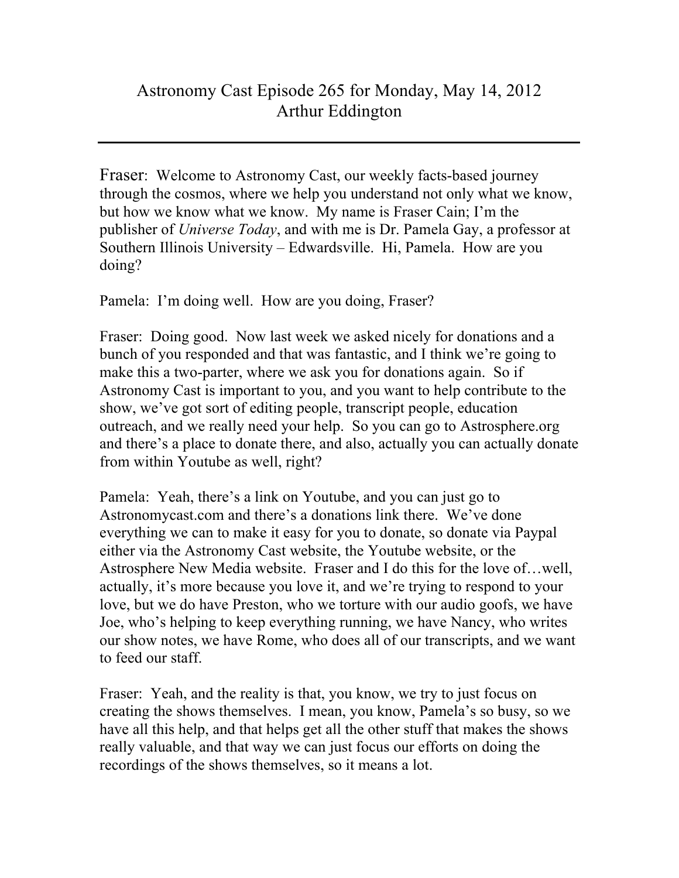# Astronomy Cast Episode 265 for Monday, May 14, 2012
# Arthur Eddington

---

Fraser: Welcome to Astronomy Cast, our weekly facts-based journey through the cosmos, where we help you understand not only what we know, but how we know what we know. My name is Fraser Cain; I'm the publisher of *Universe Today*, and with me is Dr. Pamela Gay, a professor at Southern Illinois University – Edwardsville. Hi, Pamela. How are you doing?

Pamela: I'm doing well. How are you doing, Fraser?

Fraser: Doing good. Now last week we asked nicely for donations and a bunch of you responded and that was fantastic, and I think we're going to make this a two-parter, where we ask you for donations again. So if Astronomy Cast is important to you, and you want to help contribute to the show, we've got sort of editing people, transcript people, education outreach, and we really need your help. So you can go to Astrosphere.org and there's a place to donate there, and also, actually you can actually donate from within Youtube as well, right?

Pamela: Yeah, there's a link on Youtube, and you can just go to Astronomycast.com and there's a donations link there. We've done everything we can to make it easy for you to donate, so donate via Paypal either via the Astronomy Cast website, the Youtube website, or the Astrosphere New Media website. Fraser and I do this for the love of…well, actually, it's more because you love it, and we're trying to respond to your love, but we do have Preston, who we torture with our audio goofs, we have Joe, who's helping to keep everything running, we have Nancy, who writes our show notes, we have Rome, who does all of our transcripts, and we want to feed our staff.

Fraser: Yeah, and the reality is that, you know, we try to just focus on creating the shows themselves. I mean, you know, Pamela's so busy, so we have all this help, and that helps get all the other stuff that makes the shows really valuable, and that way we can just focus our efforts on doing the recordings of the shows themselves, so it means a lot.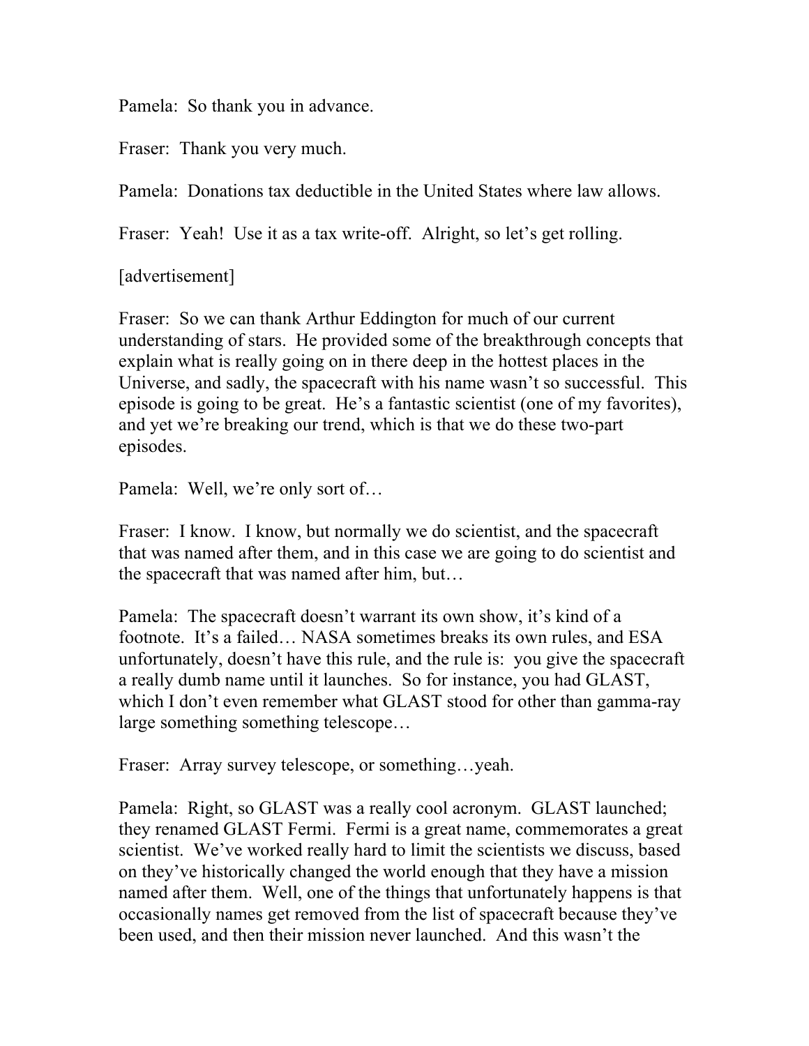Pamela: So thank you in advance.

Fraser: Thank you very much.

Pamela: Donations tax deductible in the United States where law allows.

Fraser: Yeah! Use it as a tax write-off. Alright, so let's get rolling.

[advertisement]

Fraser: So we can thank Arthur Eddington for much of our current understanding of stars. He provided some of the breakthrough concepts that explain what is really going on in there deep in the hottest places in the Universe, and sadly, the spacecraft with his name wasn't so successful. This episode is going to be great. He's a fantastic scientist (one of my favorites), and yet we're breaking our trend, which is that we do these two-part episodes.

Pamela: Well, we're only sort of…

Fraser: I know. I know, but normally we do scientist, and the spacecraft that was named after them, and in this case we are going to do scientist and the spacecraft that was named after him, but…

Pamela: The spacecraft doesn't warrant its own show, it's kind of a footnote. It's a failed… NASA sometimes breaks its own rules, and ESA unfortunately, doesn't have this rule, and the rule is: you give the spacecraft a really dumb name until it launches. So for instance, you had GLAST, which I don't even remember what GLAST stood for other than gamma-ray large something something telescope…

Fraser: Array survey telescope, or something…yeah.

Pamela: Right, so GLAST was a really cool acronym. GLAST launched; they renamed GLAST Fermi. Fermi is a great name, commemorates a great scientist. We've worked really hard to limit the scientists we discuss, based on they've historically changed the world enough that they have a mission named after them. Well, one of the things that unfortunately happens is that occasionally names get removed from the list of spacecraft because they've been used, and then their mission never launched. And this wasn't the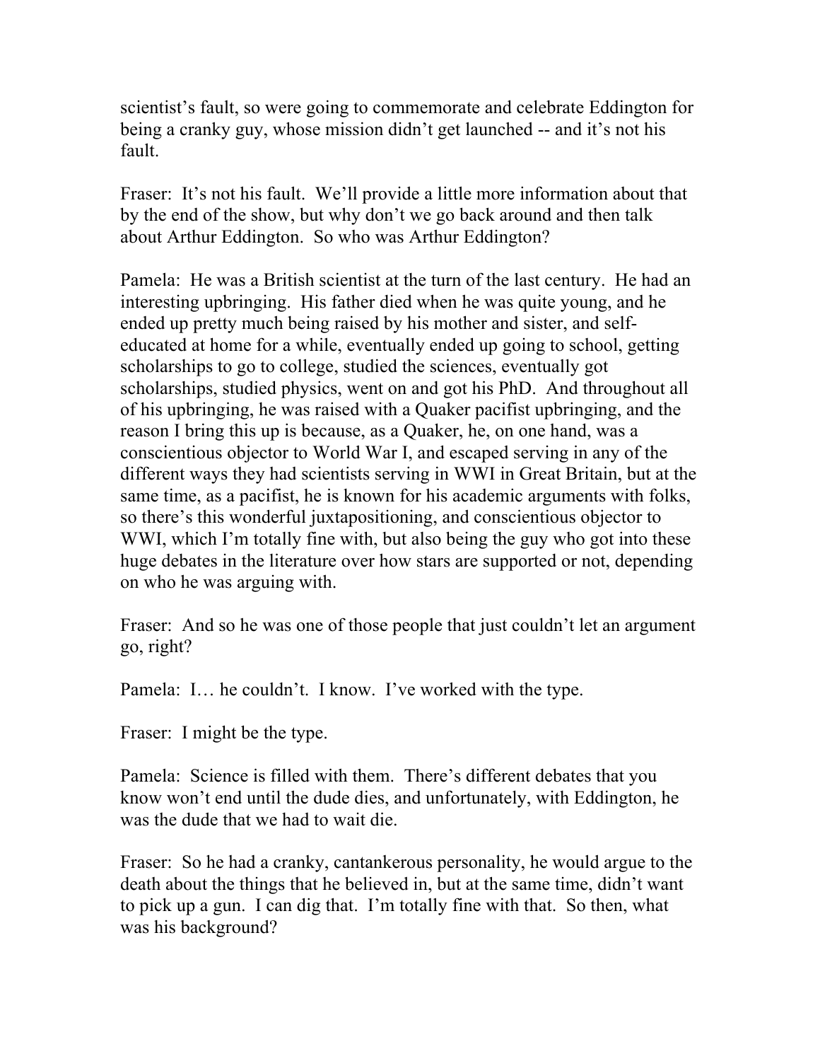scientist's fault, so were going to commemorate and celebrate Eddington for being a cranky guy, whose mission didn't get launched -- and it's not his fault.

Fraser: It's not his fault. We'll provide a little more information about that by the end of the show, but why don't we go back around and then talk about Arthur Eddington. So who was Arthur Eddington?

Pamela: He was a British scientist at the turn of the last century. He had an interesting upbringing. His father died when he was quite young, and he ended up pretty much being raised by his mother and sister, and self-educated at home for a while, eventually ended up going to school, getting scholarships to go to college, studied the sciences, eventually got scholarships, studied physics, went on and got his PhD. And throughout all of his upbringing, he was raised with a Quaker pacifist upbringing, and the reason I bring this up is because, as a Quaker, he, on one hand, was a conscientious objector to World War I, and escaped serving in any of the different ways they had scientists serving in WWI in Great Britain, but at the same time, as a pacifist, he is known for his academic arguments with folks, so there's this wonderful juxtapositioning, and conscientious objector to WWI, which I'm totally fine with, but also being the guy who got into these huge debates in the literature over how stars are supported or not, depending on who he was arguing with.

Fraser: And so he was one of those people that just couldn't let an argument go, right?

Pamela: I… he couldn't. I know. I've worked with the type.

Fraser: I might be the type.

Pamela: Science is filled with them. There's different debates that you know won't end until the dude dies, and unfortunately, with Eddington, he was the dude that we had to wait die.

Fraser: So he had a cranky, cantankerous personality, he would argue to the death about the things that he believed in, but at the same time, didn't want to pick up a gun. I can dig that. I'm totally fine with that. So then, what was his background?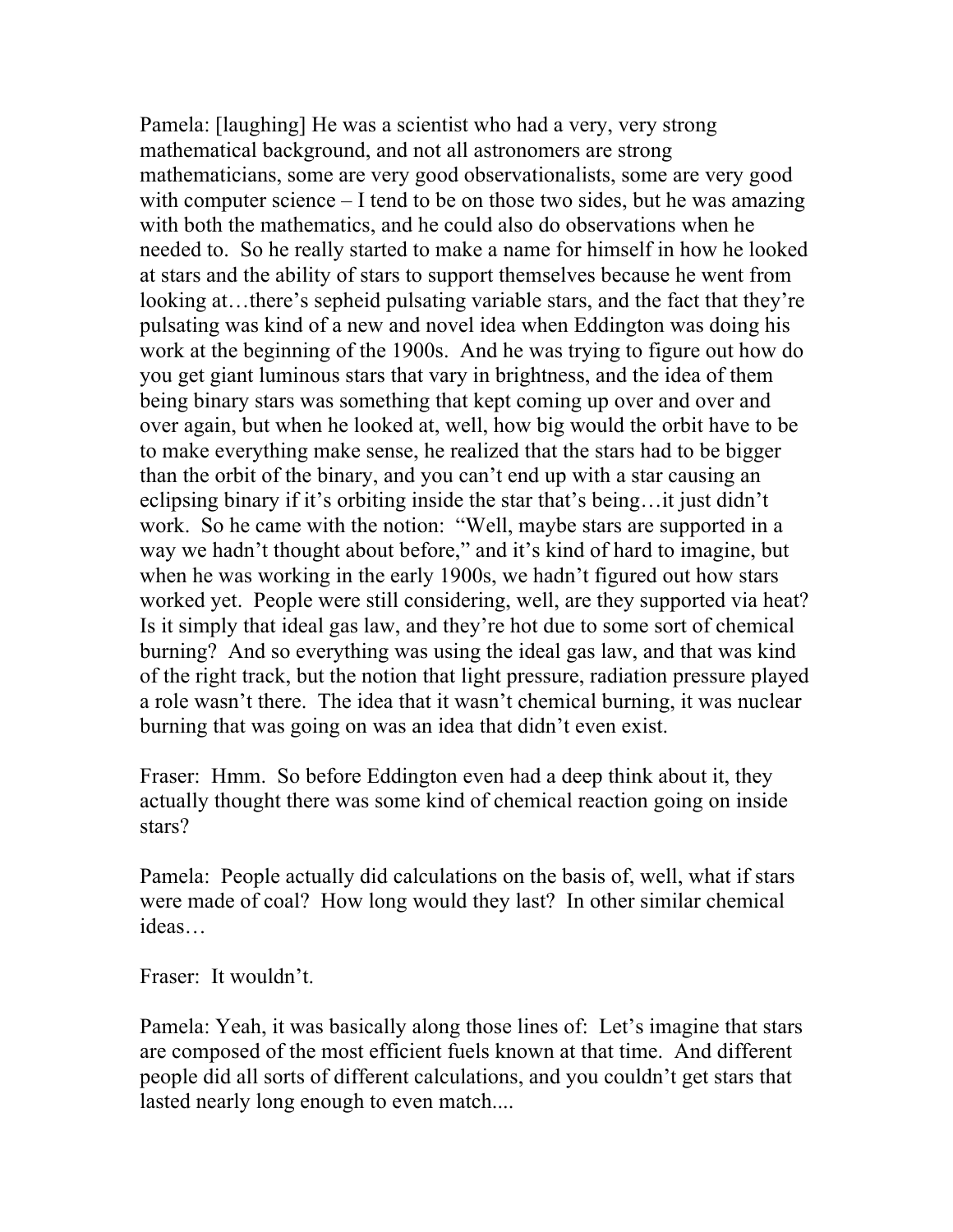Pamela: [laughing] He was a scientist who had a very, very strong mathematical background, and not all astronomers are strong mathematicians, some are very good observationalists, some are very good with computer science – I tend to be on those two sides, but he was amazing with both the mathematics, and he could also do observations when he needed to. So he really started to make a name for himself in how he looked at stars and the ability of stars to support themselves because he went from looking at…there's sepheid pulsating variable stars, and the fact that they're pulsating was kind of a new and novel idea when Eddington was doing his work at the beginning of the 1900s. And he was trying to figure out how do you get giant luminous stars that vary in brightness, and the idea of them being binary stars was something that kept coming up over and over and over again, but when he looked at, well, how big would the orbit have to be to make everything make sense, he realized that the stars had to be bigger than the orbit of the binary, and you can't end up with a star causing an eclipsing binary if it's orbiting inside the star that's being…it just didn't work. So he came with the notion: "Well, maybe stars are supported in a way we hadn't thought about before," and it's kind of hard to imagine, but when he was working in the early 1900s, we hadn't figured out how stars worked yet. People were still considering, well, are they supported via heat? Is it simply that ideal gas law, and they're hot due to some sort of chemical burning? And so everything was using the ideal gas law, and that was kind of the right track, but the notion that light pressure, radiation pressure played a role wasn't there. The idea that it wasn't chemical burning, it was nuclear burning that was going on was an idea that didn't even exist.

Fraser: Hmm. So before Eddington even had a deep think about it, they actually thought there was some kind of chemical reaction going on inside stars?

Pamela: People actually did calculations on the basis of, well, what if stars were made of coal? How long would they last? In other similar chemical ideas…

Fraser: It wouldn't.

Pamela: Yeah, it was basically along those lines of: Let's imagine that stars are composed of the most efficient fuels known at that time. And different people did all sorts of different calculations, and you couldn't get stars that lasted nearly long enough to even match....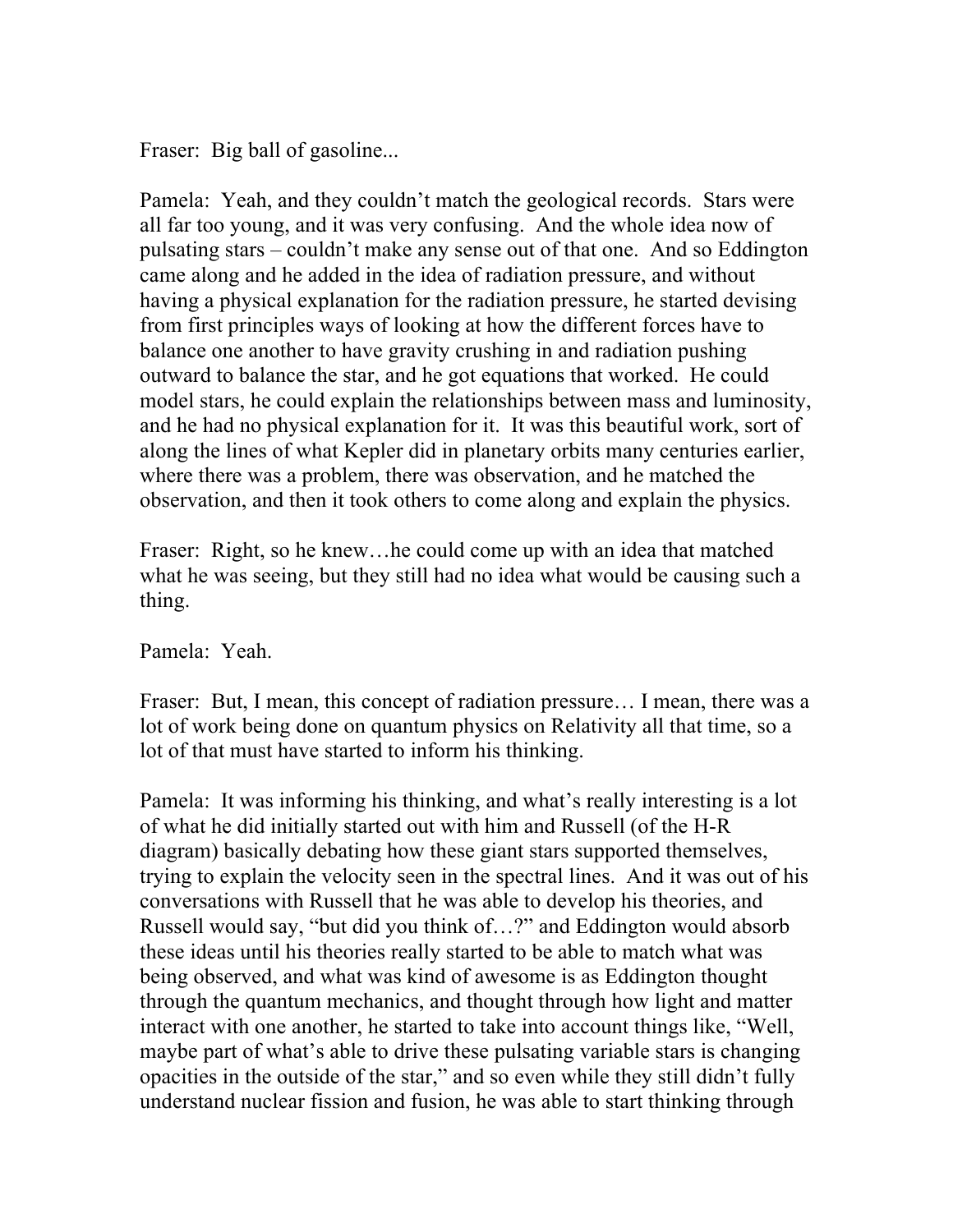Fraser: Big ball of gasoline...

Pamela: Yeah, and they couldn't match the geological records. Stars were all far too young, and it was very confusing. And the whole idea now of pulsating stars – couldn't make any sense out of that one. And so Eddington came along and he added in the idea of radiation pressure, and without having a physical explanation for the radiation pressure, he started devising from first principles ways of looking at how the different forces have to balance one another to have gravity crushing in and radiation pushing outward to balance the star, and he got equations that worked. He could model stars, he could explain the relationships between mass and luminosity, and he had no physical explanation for it. It was this beautiful work, sort of along the lines of what Kepler did in planetary orbits many centuries earlier, where there was a problem, there was observation, and he matched the observation, and then it took others to come along and explain the physics.

Fraser: Right, so he knew…he could come up with an idea that matched what he was seeing, but they still had no idea what would be causing such a thing.

Pamela: Yeah.

Fraser: But, I mean, this concept of radiation pressure… I mean, there was a lot of work being done on quantum physics on Relativity all that time, so a lot of that must have started to inform his thinking.

Pamela: It was informing his thinking, and what's really interesting is a lot of what he did initially started out with him and Russell (of the H-R diagram) basically debating how these giant stars supported themselves, trying to explain the velocity seen in the spectral lines. And it was out of his conversations with Russell that he was able to develop his theories, and Russell would say, "but did you think of…?" and Eddington would absorb these ideas until his theories really started to be able to match what was being observed, and what was kind of awesome is as Eddington thought through the quantum mechanics, and thought through how light and matter interact with one another, he started to take into account things like, "Well, maybe part of what's able to drive these pulsating variable stars is changing opacities in the outside of the star," and so even while they still didn't fully understand nuclear fission and fusion, he was able to start thinking through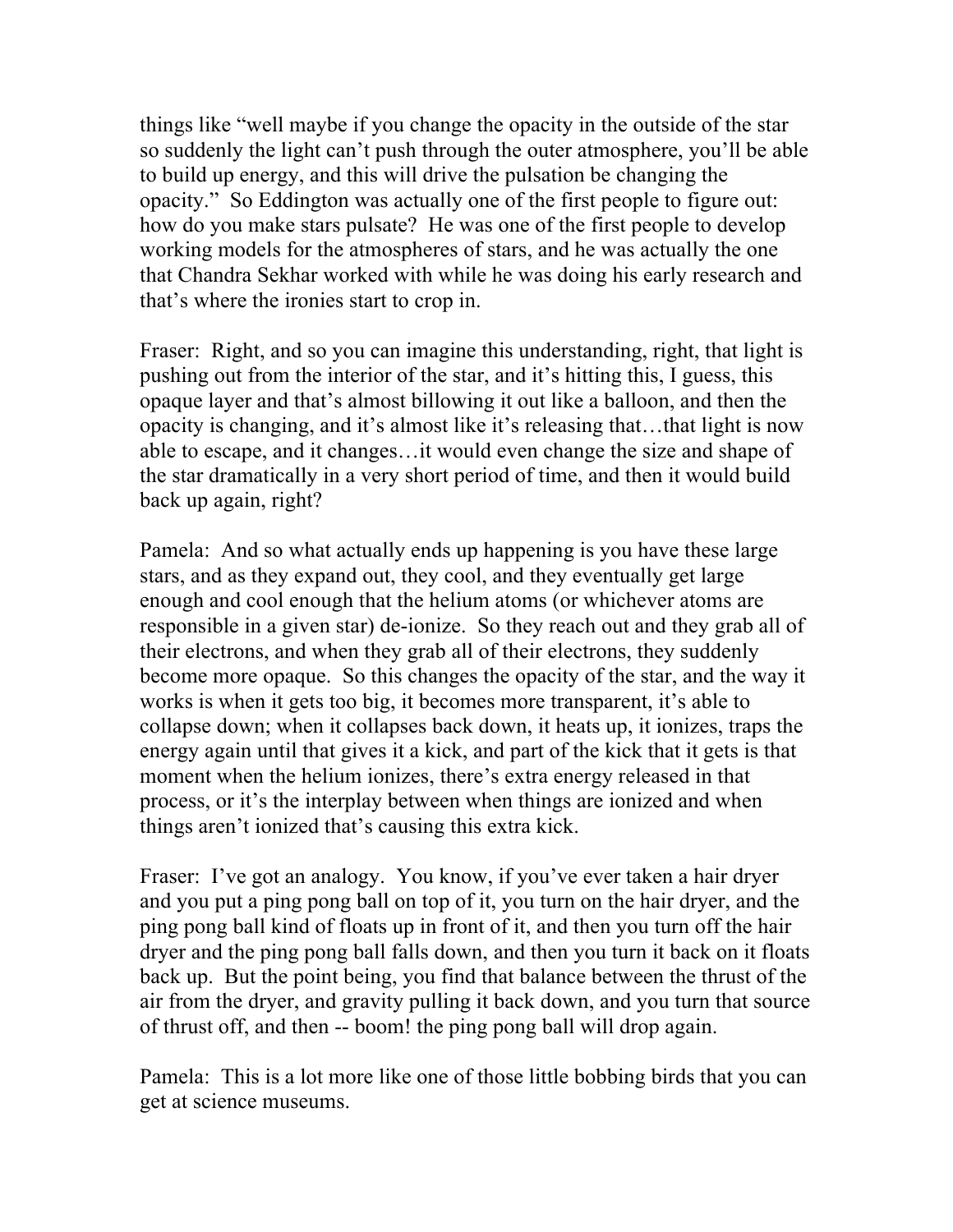things like "well maybe if you change the opacity in the outside of the star so suddenly the light can't push through the outer atmosphere, you'll be able to build up energy, and this will drive the pulsation be changing the opacity." So Eddington was actually one of the first people to figure out: how do you make stars pulsate? He was one of the first people to develop working models for the atmospheres of stars, and he was actually the one that Chandra Sekhar worked with while he was doing his early research and that's where the ironies start to crop in.

Fraser: Right, and so you can imagine this understanding, right, that light is pushing out from the interior of the star, and it's hitting this, I guess, this opaque layer and that's almost billowing it out like a balloon, and then the opacity is changing, and it's almost like it's releasing that…that light is now able to escape, and it changes…it would even change the size and shape of the star dramatically in a very short period of time, and then it would build back up again, right?

Pamela: And so what actually ends up happening is you have these large stars, and as they expand out, they cool, and they eventually get large enough and cool enough that the helium atoms (or whichever atoms are responsible in a given star) de-ionize. So they reach out and they grab all of their electrons, and when they grab all of their electrons, they suddenly become more opaque. So this changes the opacity of the star, and the way it works is when it gets too big, it becomes more transparent, it's able to collapse down; when it collapses back down, it heats up, it ionizes, traps the energy again until that gives it a kick, and part of the kick that it gets is that moment when the helium ionizes, there's extra energy released in that process, or it's the interplay between when things are ionized and when things aren't ionized that's causing this extra kick.

Fraser: I've got an analogy. You know, if you've ever taken a hair dryer and you put a ping pong ball on top of it, you turn on the hair dryer, and the ping pong ball kind of floats up in front of it, and then you turn off the hair dryer and the ping pong ball falls down, and then you turn it back on it floats back up. But the point being, you find that balance between the thrust of the air from the dryer, and gravity pulling it back down, and you turn that source of thrust off, and then -- boom! the ping pong ball will drop again.

Pamela: This is a lot more like one of those little bobbing birds that you can get at science museums.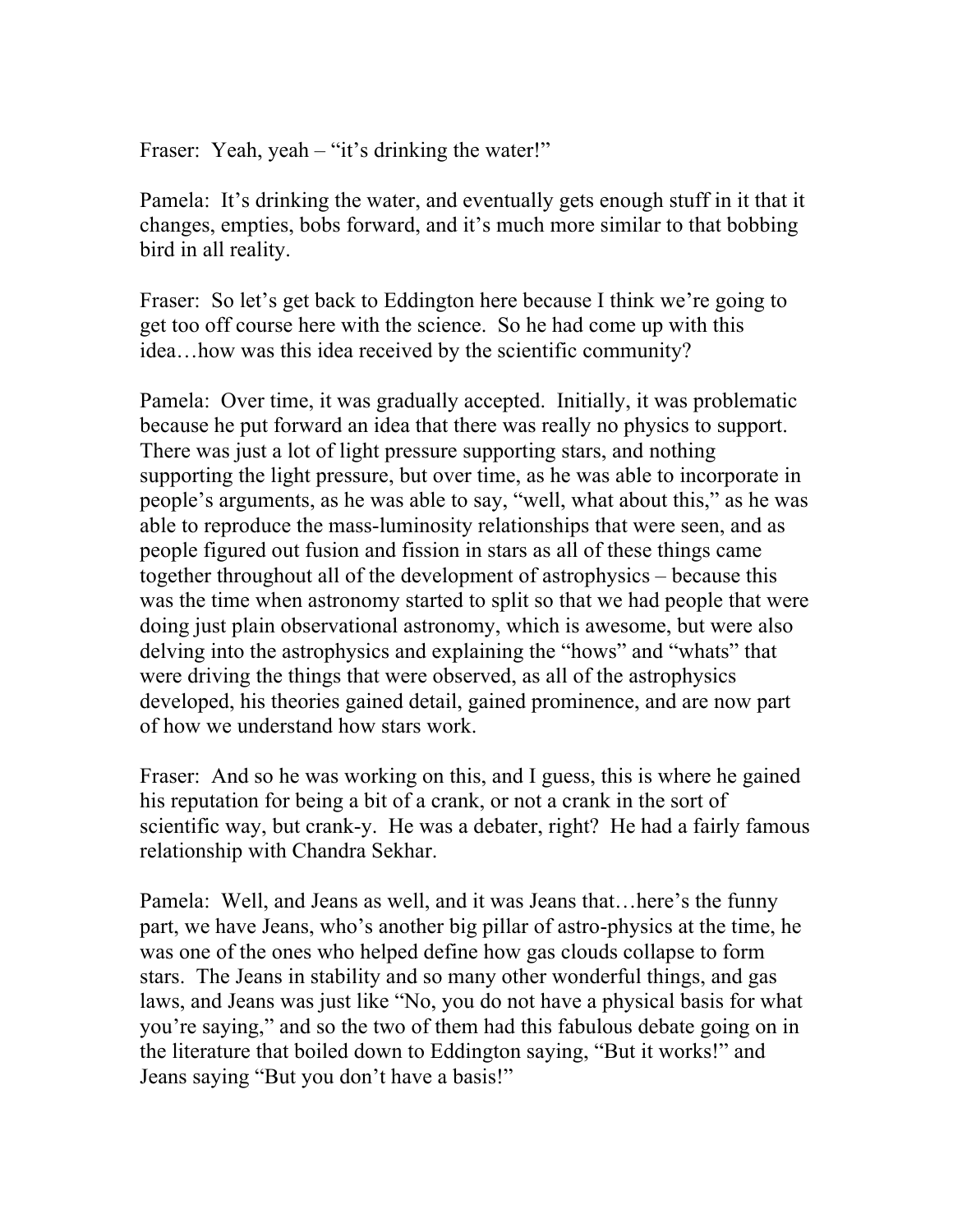Fraser: Yeah, yeah – "it's drinking the water!"

Pamela: It's drinking the water, and eventually gets enough stuff in it that it changes, empties, bobs forward, and it's much more similar to that bobbing bird in all reality.

Fraser: So let's get back to Eddington here because I think we're going to get too off course here with the science. So he had come up with this idea…how was this idea received by the scientific community?

Pamela: Over time, it was gradually accepted. Initially, it was problematic because he put forward an idea that there was really no physics to support. There was just a lot of light pressure supporting stars, and nothing supporting the light pressure, but over time, as he was able to incorporate in people's arguments, as he was able to say, "well, what about this," as he was able to reproduce the mass-luminosity relationships that were seen, and as people figured out fusion and fission in stars as all of these things came together throughout all of the development of astrophysics – because this was the time when astronomy started to split so that we had people that were doing just plain observational astronomy, which is awesome, but were also delving into the astrophysics and explaining the "hows" and "whats" that were driving the things that were observed, as all of the astrophysics developed, his theories gained detail, gained prominence, and are now part of how we understand how stars work.

Fraser: And so he was working on this, and I guess, this is where he gained his reputation for being a bit of a crank, or not a crank in the sort of scientific way, but crank-y. He was a debater, right? He had a fairly famous relationship with Chandra Sekhar.

Pamela: Well, and Jeans as well, and it was Jeans that…here's the funny part, we have Jeans, who's another big pillar of astro-physics at the time, he was one of the ones who helped define how gas clouds collapse to form stars. The Jeans in stability and so many other wonderful things, and gas laws, and Jeans was just like "No, you do not have a physical basis for what you're saying," and so the two of them had this fabulous debate going on in the literature that boiled down to Eddington saying, "But it works!" and Jeans saying "But you don't have a basis!"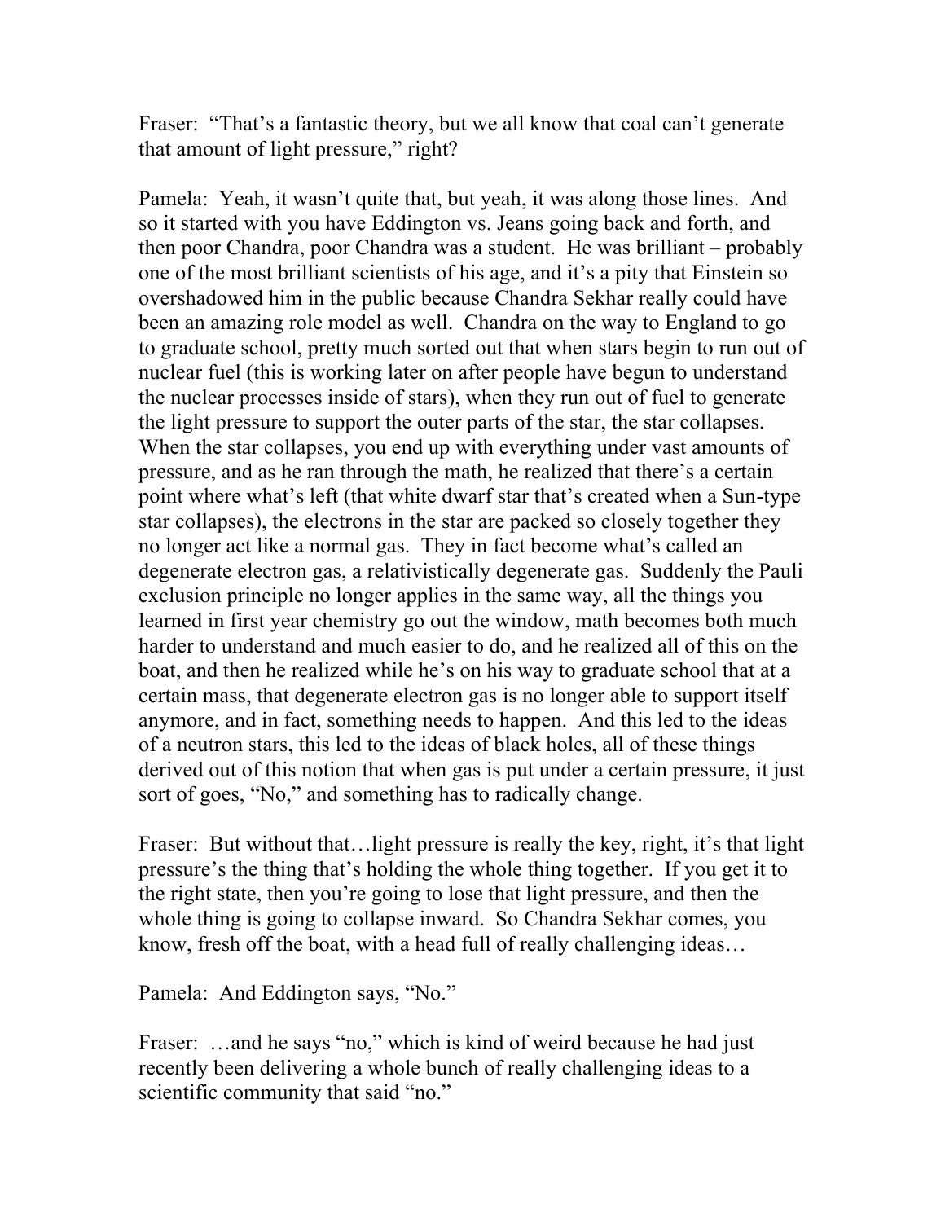Fraser: "That's a fantastic theory, but we all know that coal can't generate that amount of light pressure," right?

Pamela: Yeah, it wasn't quite that, but yeah, it was along those lines. And so it started with you have Eddington vs. Jeans going back and forth, and then poor Chandra, poor Chandra was a student. He was brilliant – probably one of the most brilliant scientists of his age, and it's a pity that Einstein so overshadowed him in the public because Chandra Sekhar really could have been an amazing role model as well. Chandra on the way to England to go to graduate school, pretty much sorted out that when stars begin to run out of nuclear fuel (this is working later on after people have begun to understand the nuclear processes inside of stars), when they run out of fuel to generate the light pressure to support the outer parts of the star, the star collapses. When the star collapses, you end up with everything under vast amounts of pressure, and as he ran through the math, he realized that there's a certain point where what's left (that white dwarf star that's created when a Sun-type star collapses), the electrons in the star are packed so closely together they no longer act like a normal gas. They in fact become what's called an degenerate electron gas, a relativistically degenerate gas. Suddenly the Pauli exclusion principle no longer applies in the same way, all the things you learned in first year chemistry go out the window, math becomes both much harder to understand and much easier to do, and he realized all of this on the boat, and then he realized while he's on his way to graduate school that at a certain mass, that degenerate electron gas is no longer able to support itself anymore, and in fact, something needs to happen. And this led to the ideas of a neutron stars, this led to the ideas of black holes, all of these things derived out of this notion that when gas is put under a certain pressure, it just sort of goes, "No," and something has to radically change.

Fraser: But without that…light pressure is really the key, right, it's that light pressure's the thing that's holding the whole thing together. If you get it to the right state, then you're going to lose that light pressure, and then the whole thing is going to collapse inward. So Chandra Sekhar comes, you know, fresh off the boat, with a head full of really challenging ideas…

Pamela: And Eddington says, "No."

Fraser: …and he says "no," which is kind of weird because he had just recently been delivering a whole bunch of really challenging ideas to a scientific community that said "no."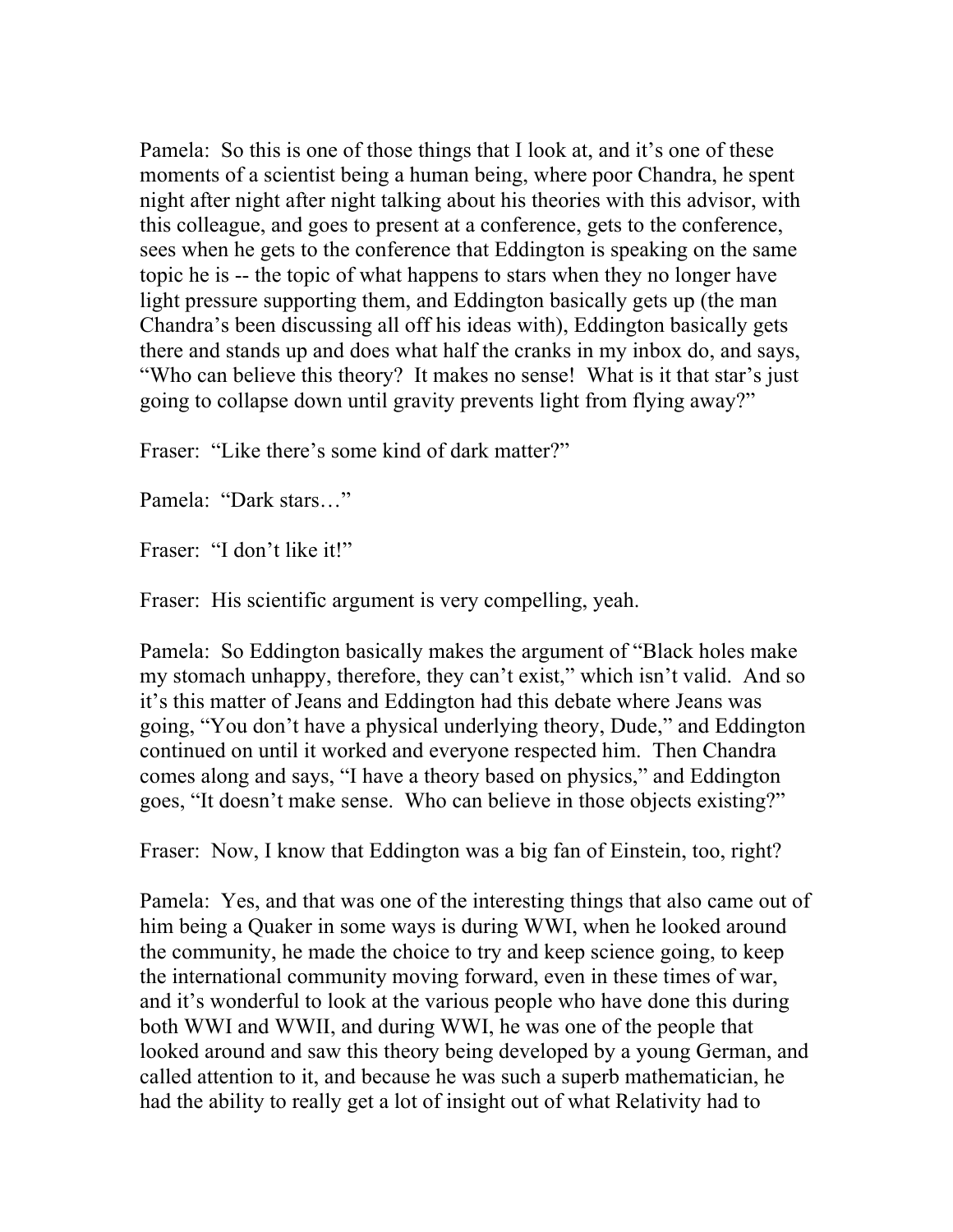Pamela: So this is one of those things that I look at, and it's one of these moments of a scientist being a human being, where poor Chandra, he spent night after night after night talking about his theories with this advisor, with this colleague, and goes to present at a conference, gets to the conference, sees when he gets to the conference that Eddington is speaking on the same topic he is -- the topic of what happens to stars when they no longer have light pressure supporting them, and Eddington basically gets up (the man Chandra's been discussing all off his ideas with), Eddington basically gets there and stands up and does what half the cranks in my inbox do, and says, "Who can believe this theory? It makes no sense! What is it that star's just going to collapse down until gravity prevents light from flying away?"

Fraser: "Like there's some kind of dark matter?"

Pamela: "Dark stars…"

Fraser: "I don't like it!"

Fraser: His scientific argument is very compelling, yeah.

Pamela: So Eddington basically makes the argument of "Black holes make my stomach unhappy, therefore, they can't exist," which isn't valid. And so it's this matter of Jeans and Eddington had this debate where Jeans was going, "You don't have a physical underlying theory, Dude," and Eddington continued on until it worked and everyone respected him. Then Chandra comes along and says, "I have a theory based on physics," and Eddington goes, "It doesn't make sense. Who can believe in those objects existing?"

Fraser: Now, I know that Eddington was a big fan of Einstein, too, right?

Pamela: Yes, and that was one of the interesting things that also came out of him being a Quaker in some ways is during WWI, when he looked around the community, he made the choice to try and keep science going, to keep the international community moving forward, even in these times of war, and it's wonderful to look at the various people who have done this during both WWI and WWII, and during WWI, he was one of the people that looked around and saw this theory being developed by a young German, and called attention to it, and because he was such a superb mathematician, he had the ability to really get a lot of insight out of what Relativity had to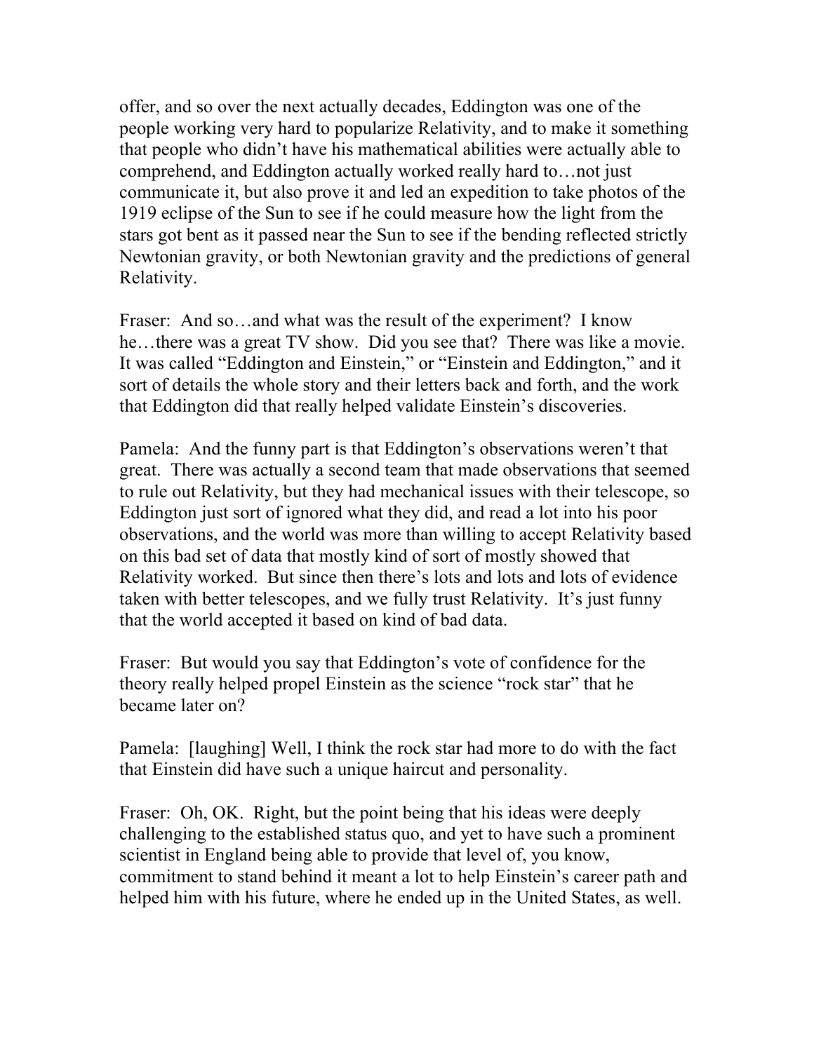offer, and so over the next actually decades, Eddington was one of the people working very hard to popularize Relativity, and to make it something that people who didn't have his mathematical abilities were actually able to comprehend, and Eddington actually worked really hard to…not just communicate it, but also prove it and led an expedition to take photos of the 1919 eclipse of the Sun to see if he could measure how the light from the stars got bent as it passed near the Sun to see if the bending reflected strictly Newtonian gravity, or both Newtonian gravity and the predictions of general Relativity.

Fraser: And so…and what was the result of the experiment? I know he…there was a great TV show. Did you see that? There was like a movie. It was called "Eddington and Einstein," or "Einstein and Eddington," and it sort of details the whole story and their letters back and forth, and the work that Eddington did that really helped validate Einstein's discoveries.

Pamela: And the funny part is that Eddington's observations weren't that great. There was actually a second team that made observations that seemed to rule out Relativity, but they had mechanical issues with their telescope, so Eddington just sort of ignored what they did, and read a lot into his poor observations, and the world was more than willing to accept Relativity based on this bad set of data that mostly kind of sort of mostly showed that Relativity worked. But since then there's lots and lots and lots of evidence taken with better telescopes, and we fully trust Relativity. It's just funny that the world accepted it based on kind of bad data.

Fraser: But would you say that Eddington's vote of confidence for the theory really helped propel Einstein as the science "rock star" that he became later on?

Pamela: [laughing] Well, I think the rock star had more to do with the fact that Einstein did have such a unique haircut and personality.

Fraser: Oh, OK. Right, but the point being that his ideas were deeply challenging to the established status quo, and yet to have such a prominent scientist in England being able to provide that level of, you know, commitment to stand behind it meant a lot to help Einstein's career path and helped him with his future, where he ended up in the United States, as well.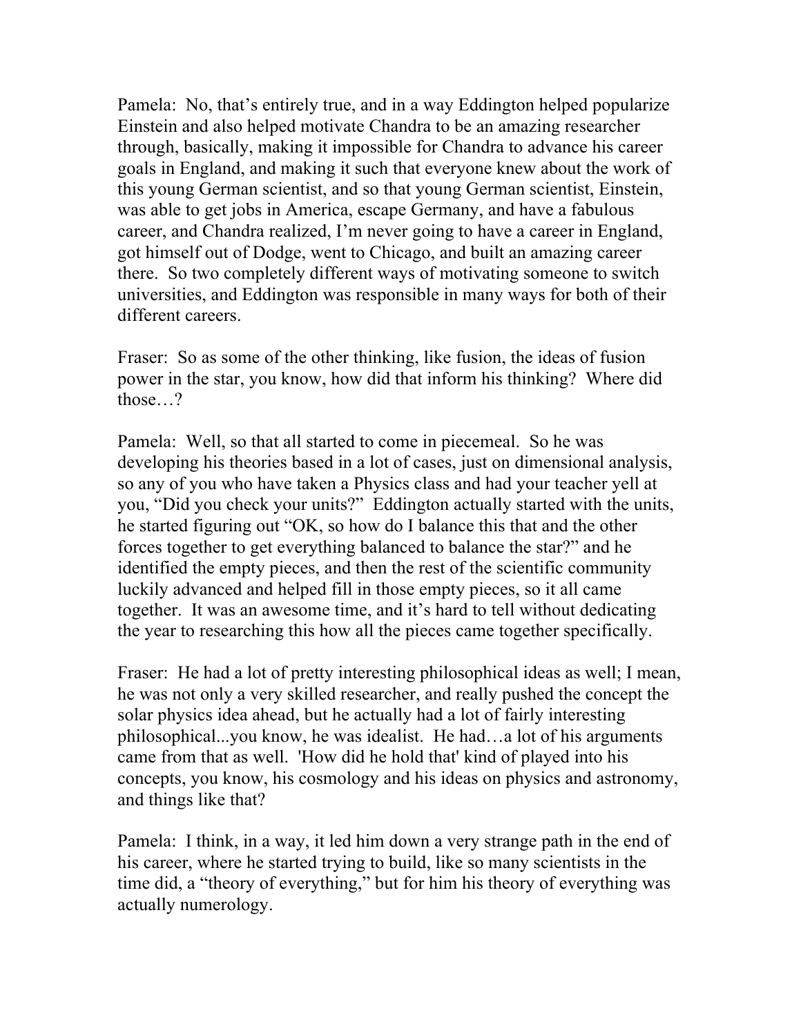Pamela: No, that's entirely true, and in a way Eddington helped popularize Einstein and also helped motivate Chandra to be an amazing researcher through, basically, making it impossible for Chandra to advance his career goals in England, and making it such that everyone knew about the work of this young German scientist, and so that young German scientist, Einstein, was able to get jobs in America, escape Germany, and have a fabulous career, and Chandra realized, I'm never going to have a career in England, got himself out of Dodge, went to Chicago, and built an amazing career there. So two completely different ways of motivating someone to switch universities, and Eddington was responsible in many ways for both of their different careers.

Fraser: So as some of the other thinking, like fusion, the ideas of fusion power in the star, you know, how did that inform his thinking? Where did those…?

Pamela: Well, so that all started to come in piecemeal. So he was developing his theories based in a lot of cases, just on dimensional analysis, so any of you who have taken a Physics class and had your teacher yell at you, "Did you check your units?" Eddington actually started with the units, he started figuring out "OK, so how do I balance this that and the other forces together to get everything balanced to balance the star?" and he identified the empty pieces, and then the rest of the scientific community luckily advanced and helped fill in those empty pieces, so it all came together. It was an awesome time, and it's hard to tell without dedicating the year to researching this how all the pieces came together specifically.

Fraser: He had a lot of pretty interesting philosophical ideas as well; I mean, he was not only a very skilled researcher, and really pushed the concept the solar physics idea ahead, but he actually had a lot of fairly interesting philosophical...you know, he was idealist. He had…a lot of his arguments came from that as well. 'How did he hold that' kind of played into his concepts, you know, his cosmology and his ideas on physics and astronomy, and things like that?

Pamela: I think, in a way, it led him down a very strange path in the end of his career, where he started trying to build, like so many scientists in the time did, a "theory of everything," but for him his theory of everything was actually numerology.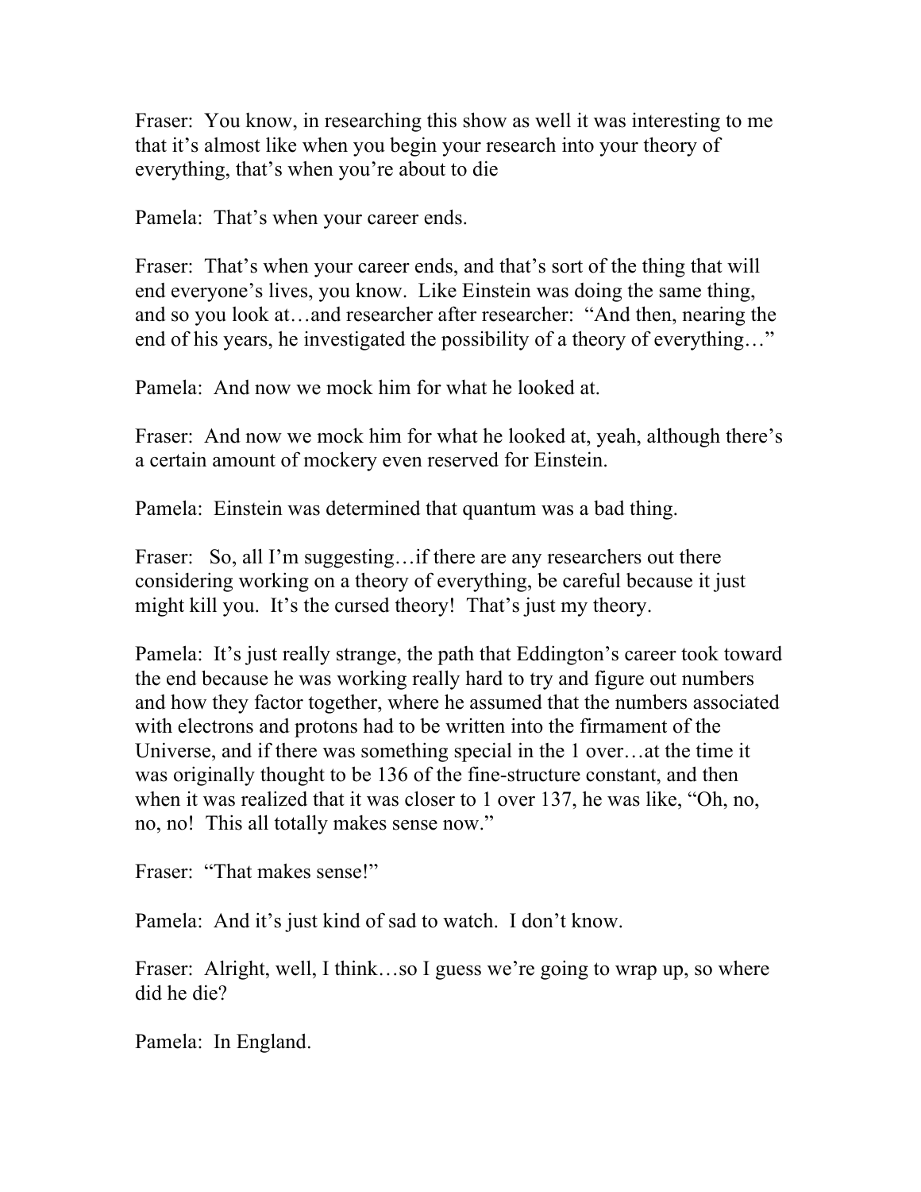Fraser: You know, in researching this show as well it was interesting to me that it's almost like when you begin your research into your theory of everything, that's when you're about to die

Pamela: That's when your career ends.

Fraser: That's when your career ends, and that's sort of the thing that will end everyone's lives, you know. Like Einstein was doing the same thing, and so you look at…and researcher after researcher: "And then, nearing the end of his years, he investigated the possibility of a theory of everything…"

Pamela: And now we mock him for what he looked at.

Fraser: And now we mock him for what he looked at, yeah, although there's a certain amount of mockery even reserved for Einstein.

Pamela: Einstein was determined that quantum was a bad thing.

Fraser: So, all I'm suggesting…if there are any researchers out there considering working on a theory of everything, be careful because it just might kill you. It's the cursed theory! That's just my theory.

Pamela: It's just really strange, the path that Eddington's career took toward the end because he was working really hard to try and figure out numbers and how they factor together, where he assumed that the numbers associated with electrons and protons had to be written into the firmament of the Universe, and if there was something special in the 1 over…at the time it was originally thought to be 136 of the fine-structure constant, and then when it was realized that it was closer to 1 over 137, he was like, "Oh, no, no, no! This all totally makes sense now."

Fraser: "That makes sense!"

Pamela: And it's just kind of sad to watch. I don't know.

Fraser: Alright, well, I think…so I guess we're going to wrap up, so where did he die?

Pamela: In England.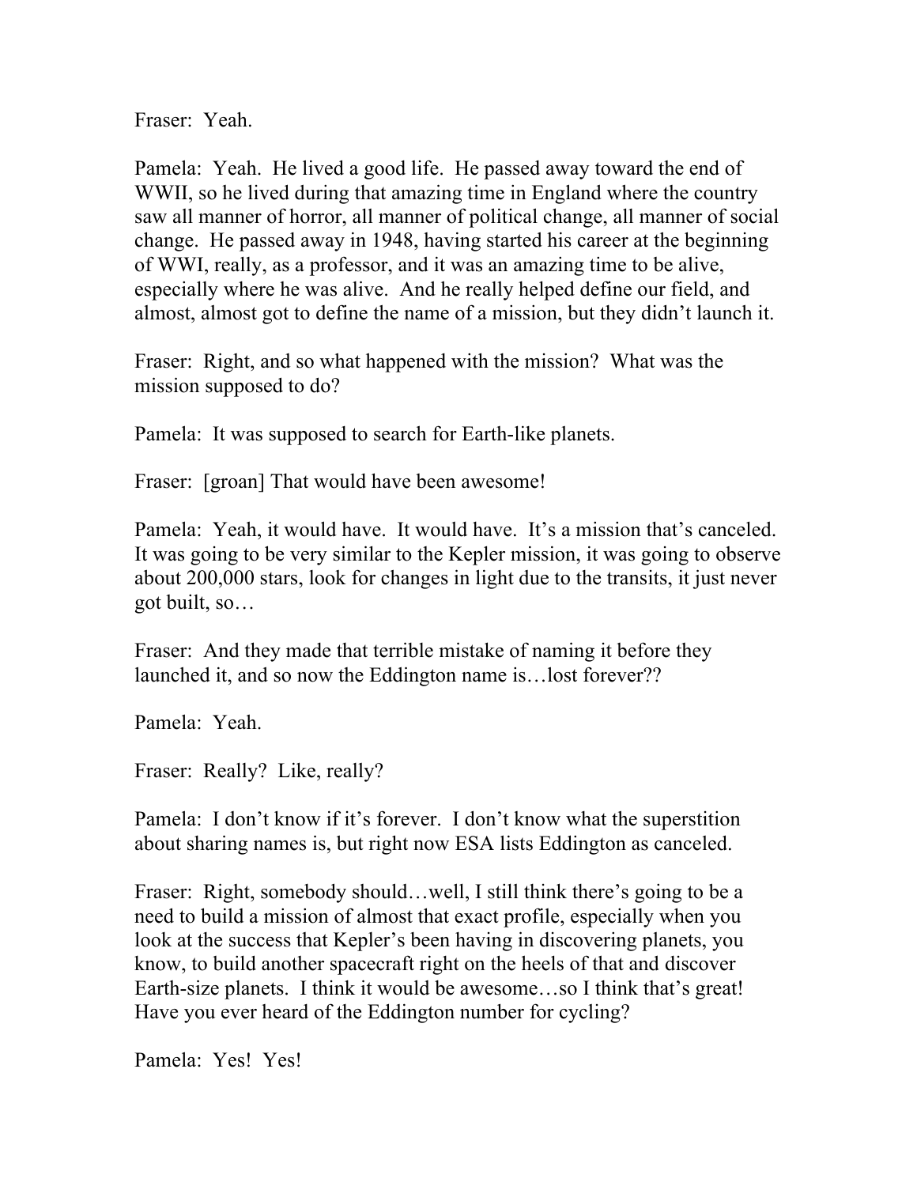Fraser: Yeah.

Pamela: Yeah. He lived a good life. He passed away toward the end of WWII, so he lived during that amazing time in England where the country saw all manner of horror, all manner of political change, all manner of social change. He passed away in 1948, having started his career at the beginning of WWI, really, as a professor, and it was an amazing time to be alive, especially where he was alive. And he really helped define our field, and almost, almost got to define the name of a mission, but they didn't launch it.

Fraser: Right, and so what happened with the mission? What was the mission supposed to do?

Pamela: It was supposed to search for Earth-like planets.

Fraser: [groan] That would have been awesome!

Pamela: Yeah, it would have. It would have. It's a mission that's canceled. It was going to be very similar to the Kepler mission, it was going to observe about 200,000 stars, look for changes in light due to the transits, it just never got built, so…

Fraser: And they made that terrible mistake of naming it before they launched it, and so now the Eddington name is…lost forever??

Pamela: Yeah.

Fraser: Really? Like, really?

Pamela: I don't know if it's forever. I don't know what the superstition about sharing names is, but right now ESA lists Eddington as canceled.

Fraser: Right, somebody should…well, I still think there's going to be a need to build a mission of almost that exact profile, especially when you look at the success that Kepler's been having in discovering planets, you know, to build another spacecraft right on the heels of that and discover Earth-size planets. I think it would be awesome…so I think that's great! Have you ever heard of the Eddington number for cycling?

Pamela: Yes! Yes!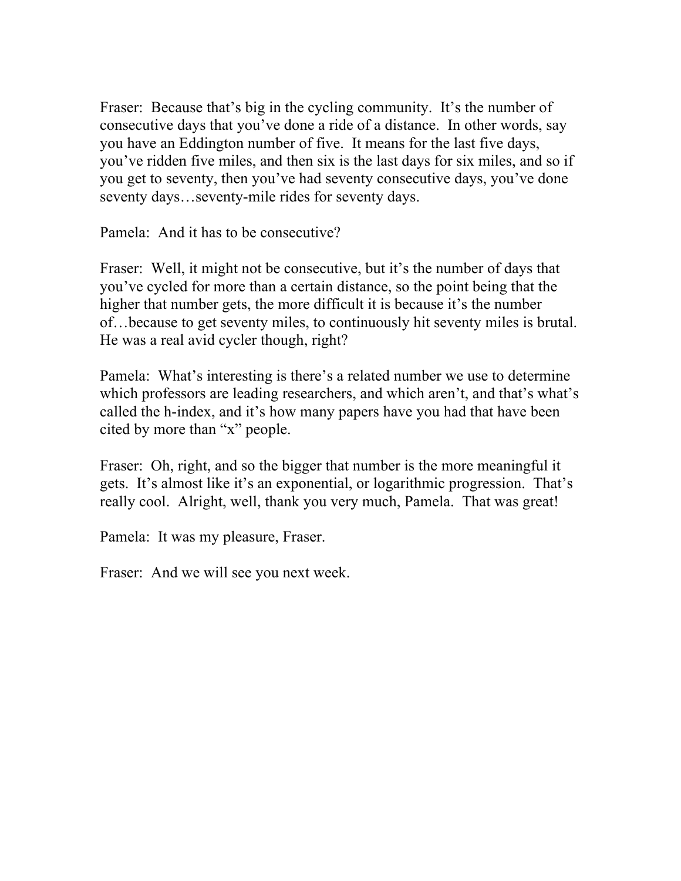Fraser: Because that's big in the cycling community. It's the number of consecutive days that you've done a ride of a distance. In other words, say you have an Eddington number of five. It means for the last five days, you've ridden five miles, and then six is the last days for six miles, and so if you get to seventy, then you've had seventy consecutive days, you've done seventy days…seventy-mile rides for seventy days.

Pamela: And it has to be consecutive?

Fraser: Well, it might not be consecutive, but it's the number of days that you've cycled for more than a certain distance, so the point being that the higher that number gets, the more difficult it is because it's the number of…because to get seventy miles, to continuously hit seventy miles is brutal. He was a real avid cycler though, right?

Pamela: What's interesting is there's a related number we use to determine which professors are leading researchers, and which aren't, and that's what's called the h-index, and it's how many papers have you had that have been cited by more than "x" people.

Fraser: Oh, right, and so the bigger that number is the more meaningful it gets. It's almost like it's an exponential, or logarithmic progression. That's really cool. Alright, well, thank you very much, Pamela. That was great!

Pamela: It was my pleasure, Fraser.

Fraser: And we will see you next week.